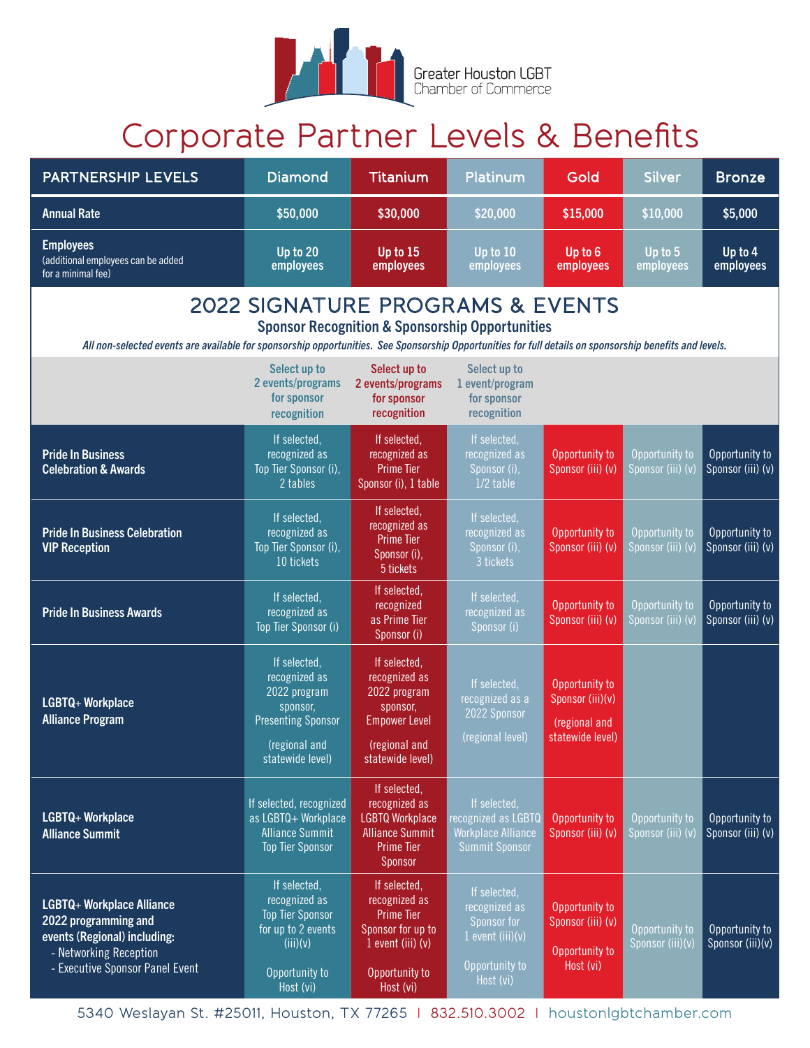Greater Houston LGBT Chamber of Commerce

# Corporate Partner Levels & Benefits

| PARTNERSHIP LEVELS | Diamond | Titanium | Platinum | Gold | Silver | Bronze |
|---|---|---|---|---|---|---|
| **Annual Rate** | $50,000 | $30,000 | $20,000 | $15,000 | $10,000 | $5,000 |
| **Employees** (additional employees can be added for a minimal fee) | Up to 20 employees | Up to 15 employees | Up to 10 employees | Up to 6 employees | Up to 5 employees | Up to 4 employees |

## 2022 SIGNATURE PROGRAMS & EVENTS

### Sponsor Recognition & Sponsorship Opportunities

*All non-selected events are available for sponsorship opportunities. See Sponsorship Opportunities for full details on sponsorship benefits and levels.*

| | Diamond | Titanium | Platinum | Gold | Silver | Bronze |
|---|---|---|---|---|---|---|
| | Select up to 2 events/programs for sponsor recognition | Select up to 2 events/programs for sponsor recognition | Select up to 1 event/program for sponsor recognition | | | |
| **Pride In Business Celebration & Awards** | If selected, recognized as Top Tier Sponsor (i), 2 tables | If selected, recognized as Prime Tier Sponsor (i), 1 table | If selected, recognized as Sponsor (i), 1/2 table | Opportunity to Sponsor (iii) (v) | Opportunity to Sponsor (iii) (v) | Opportunity to Sponsor (iii) (v) |
| **Pride In Business Celebration VIP Reception** | If selected, recognized as Top Tier Sponsor (i), 10 tickets | If selected, recognized as Prime Tier Sponsor (i), 5 tickets | If selected, recognized as Sponsor (i), 3 tickets | Opportunity to Sponsor (iii) (v) | Opportunity to Sponsor (iii) (v) | Opportunity to Sponsor (iii) (v) |
| **Pride In Business Awards** | If selected, recognized as Top Tier Sponsor (i) | If selected, recognized as Prime Tier Sponsor (i) | If selected, recognized as Sponsor (i) | Opportunity to Sponsor (iii) (v) | Opportunity to Sponsor (iii) (v) | Opportunity to Sponsor (iii) (v) |
| **LGBTQ+ Workplace Alliance Program** | If selected, recognized as 2022 program sponsor, Presenting Sponsor (regional and statewide level) | If selected, recognized as 2022 program sponsor, Empower Level (regional and statewide level) | If selected, recognized as a 2022 Sponsor (regional level) | Opportunity to Sponsor (iii)(v) (regional and statewide level) | | |
| **LGBTQ+ Workplace Alliance Summit** | If selected, recognized as LGBTQ+ Workplace Alliance Summit Top Tier Sponsor | If selected, recognized as LGBTQ Workplace Alliance Summit Prime Tier Sponsor | If selected, recognized as LGBTQ Workplace Alliance Summit Sponsor | Opportunity to Sponsor (iii) (v) | Opportunity to Sponsor (iii) (v) | Opportunity to Sponsor (iii) (v) |
| **LGBTQ+ Workplace Alliance 2022 programming and events (Regional) including:** - Networking Reception - Executive Sponsor Panel Event | If selected, recognized as Top Tier Sponsor for up to 2 events (iii)(v) Opportunity to Host (vi) | If selected, recognized as Prime Tier Sponsor for up to 1 event (iii) (v) Opportunity to Host (vi) | If selected, recognized as Sponsor for 1 event (iii)(v) Opportunity to Host (vi) | Opportunity to Sponsor (iii) (v) Opportunity to Host (vi) | Opportunity to Sponsor (iii)(v) | Opportunity to Sponsor (iii)(v) |

5340 Weslayan St. #25011, Houston, TX 77265 | 832.510.3002 | houstonlgbtchamber.com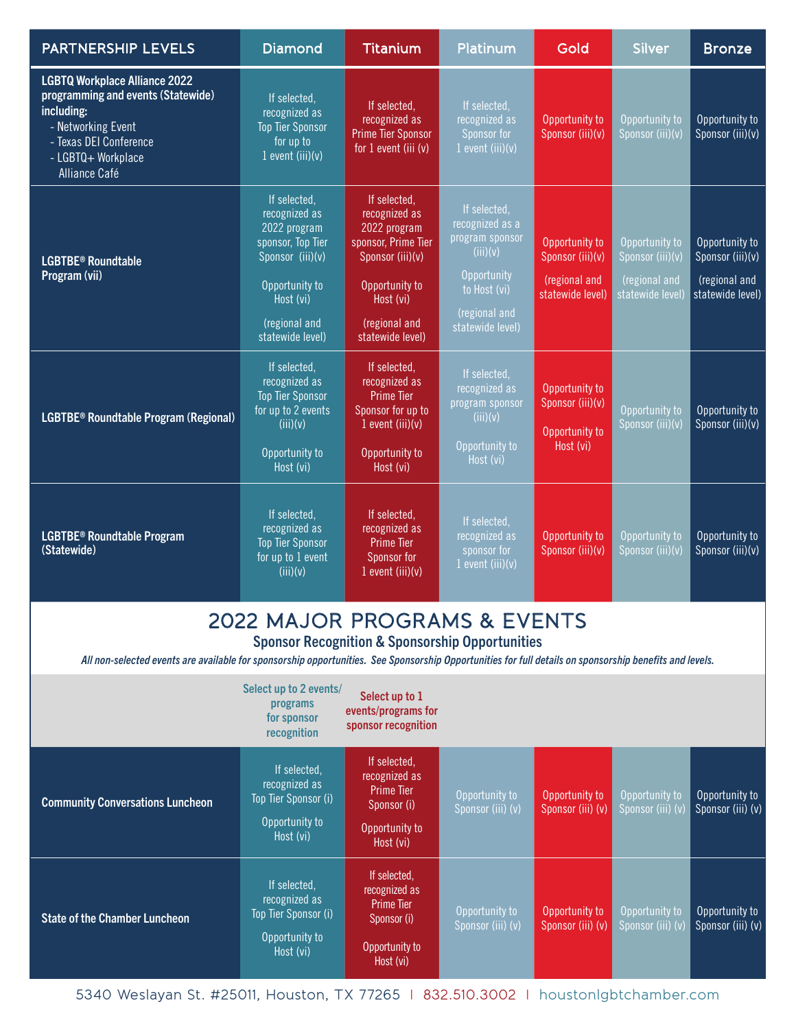| PARTNERSHIP LEVELS | Diamond | Titanium | Platinum | Gold | Silver | Bronze |
|---|---|---|---|---|---|---|
| **LGBTQ Workplace Alliance 2022 programming and events (Statewide) including:** - Networking Event - Texas DEI Conference - LGBTQ+ Workplace Alliance Café | If selected, recognized as Top Tier Sponsor for up to 1 event (iii)(v) | If selected, recognized as Prime Tier Sponsor for 1 event (iii (v) | If selected, recognized as Sponsor for 1 event (iii)(v) | Opportunity to Sponsor (iii)(v) | Opportunity to Sponsor (iii)(v) | Opportunity to Sponsor (iii)(v) |
| **LGBTBE® Roundtable Program (vii)** | If selected, recognized as 2022 program sponsor, Top Tier Sponsor (iii)(v) Opportunity to Host (vi) (regional and statewide level) | If selected, recognized as 2022 program sponsor, Prime Tier Sponsor (iii)(v) Opportunity to Host (vi) (regional and statewide level) | If selected, recognized as a program sponsor (iii)(v) Opportunity to Host (vi) (regional and statewide level) | Opportunity to Sponsor (iii)(v) (regional and statewide level) | Opportunity to Sponsor (iii)(v) (regional and statewide level) | Opportunity to Sponsor (iii)(v) (regional and statewide level) |
| **LGBTBE® Roundtable Program (Regional)** | If selected, recognized as Top Tier Sponsor for up to 2 events (iii)(v) Opportunity to Host (vi) | If selected, recognized as Prime Tier Sponsor for up to 1 event (iii)(v) Opportunity to Host (vi) | If selected, recognized as program sponsor (iii)(v) Opportunity to Host (vi) | Opportunity to Sponsor (iii)(v) Opportunity to Host (vi) | Opportunity to Sponsor (iii)(v) | Opportunity to Sponsor (iii)(v) |
| **LGBTBE® Roundtable Program (Statewide)** | If selected, recognized as Top Tier Sponsor for up to 1 event (iii)(v) | If selected, recognized as Prime Tier Sponsor for 1 event (iii)(v) | If selected, recognized as sponsor for 1 event (iii)(v) | Opportunity to Sponsor (iii)(v) | Opportunity to Sponsor (iii)(v) | Opportunity to Sponsor (iii)(v) |

## 2022 MAJOR PROGRAMS & EVENTS

### Sponsor Recognition & Sponsorship Opportunities

*All non-selected events are available for sponsorship opportunities. See Sponsorship Opportunities for full details on sponsorship benefits and levels.*

| | Diamond | Titanium | Platinum | Gold | Silver | Bronze |
|---|---|---|---|---|---|---|
| | **Select up to 2 events/ programs for sponsor recognition** | **Select up to 1 events/programs for sponsor recognition** | | | | |
| **Community Conversations Luncheon** | If selected, recognized as Top Tier Sponsor (i) Opportunity to Host (vi) | If selected, recognized as Prime Tier Sponsor (i) Opportunity to Host (vi) | Opportunity to Sponsor (iii) (v) | Opportunity to Sponsor (iii) (v) | Opportunity to Sponsor (iii) (v) | Opportunity to Sponsor (iii) (v) |
| **State of the Chamber Luncheon** | If selected, recognized as Top Tier Sponsor (i) Opportunity to Host (vi) | If selected, recognized as Prime Tier Sponsor (i) Opportunity to Host (vi) | Opportunity to Sponsor (iii) (v) | Opportunity to Sponsor (iii) (v) | Opportunity to Sponsor (iii) (v) | Opportunity to Sponsor (iii) (v) |

5340 Weslayan St. #25011, Houston, TX 77265 | 832.510.3002 | houstonlgbtchamber.com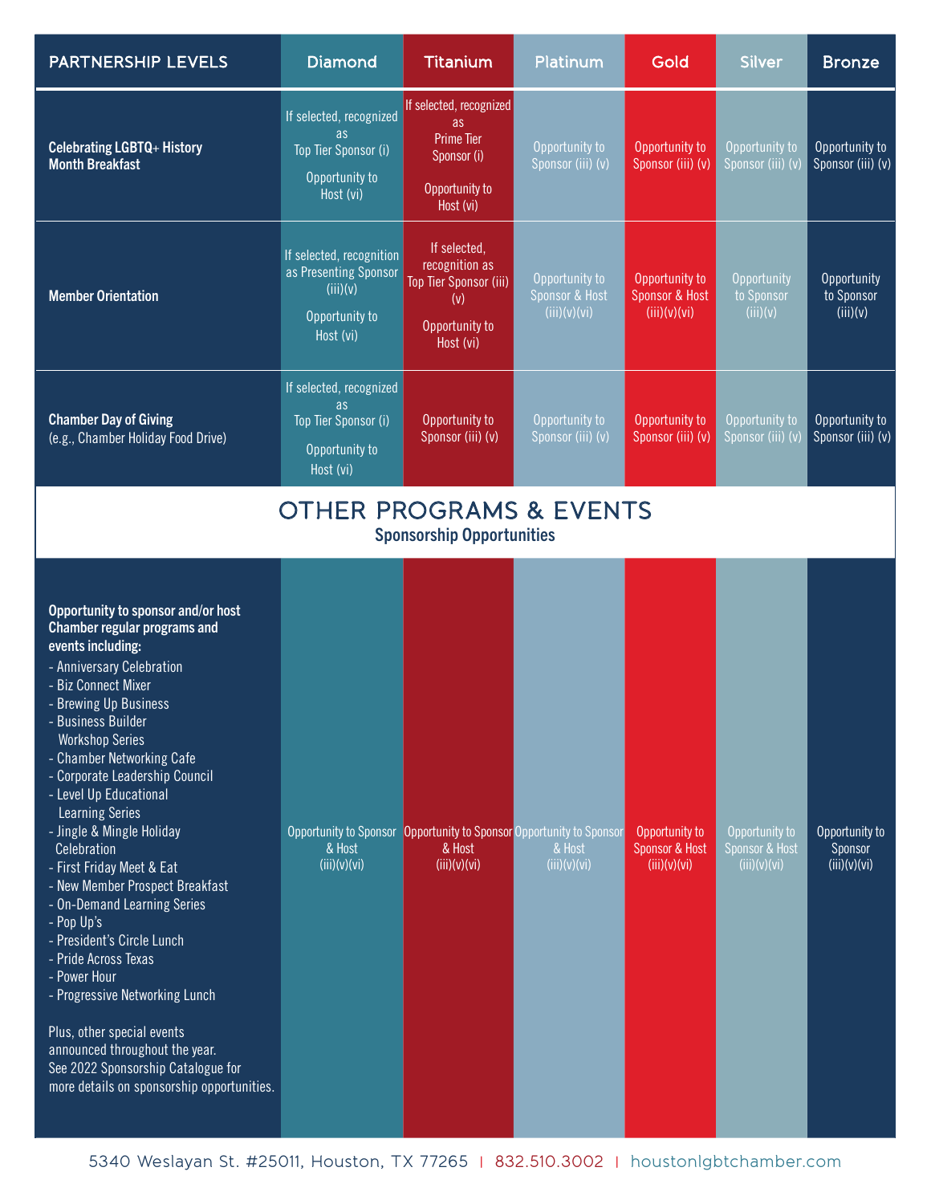| PARTNERSHIP LEVELS | Diamond | Titanium | Platinum | Gold | Silver | Bronze |
|---|---|---|---|---|---|---|
| **Celebrating LGBTQ+ History Month Breakfast** | If selected, recognized as Top Tier Sponsor (i)<br><br>Opportunity to Host (vi) | If selected, recognized as Prime Tier Sponsor (i)<br><br>Opportunity to Host (vi) | Opportunity to Sponsor (iii) (v) | Opportunity to Sponsor (iii) (v) | Opportunity to Sponsor (iii) (v) | Opportunity to Sponsor (iii) (v) |
| **Member Orientation** | If selected, recognition as Presenting Sponsor (iii)(v)<br><br>Opportunity to Host (vi) | If selected, recognition as Top Tier Sponsor (iii) (v)<br><br>Opportunity to Host (vi) | Opportunity to Sponsor & Host (iii)(v)(vi) | Opportunity to Sponsor & Host (iii)(v)(vi) | Opportunity to Sponsor (iii)(v) | Opportunity to Sponsor (iii)(v) |
| **Chamber Day of Giving** (e.g., Chamber Holiday Food Drive) | If selected, recognized as Top Tier Sponsor (i)<br><br>Opportunity to Host (vi) | Opportunity to Sponsor (iii) (v) | Opportunity to Sponsor (iii) (v) | Opportunity to Sponsor (iii) (v) | Opportunity to Sponsor (iii) (v) | Opportunity to Sponsor (iii) (v) |

# OTHER PROGRAMS & EVENTS

**Sponsorship Opportunities**

| | Diamond | Titanium | Platinum | Gold | Silver | Bronze |
|---|---|---|---|---|---|---|
| **Opportunity to sponsor and/or host Chamber regular programs and events including:**<br>- Anniversary Celebration<br>- Biz Connect Mixer<br>- Brewing Up Business<br>- Business Builder Workshop Series<br>- Chamber Networking Cafe<br>- Corporate Leadership Council<br>- Level Up Educational Learning Series<br>- Jingle & Mingle Holiday Celebration<br>- First Friday Meet & Eat<br>- New Member Prospect Breakfast<br>- On-Demand Learning Series<br>- Pop Up's<br>- President's Circle Lunch<br>- Pride Across Texas<br>- Power Hour<br>- Progressive Networking Lunch<br><br>Plus, other special events announced throughout the year. See 2022 Sponsorship Catalogue for more details on sponsorship opportunities. | Opportunity to Sponsor & Host (iii)(v)(vi) | Opportunity to Sponsor & Host (iii)(v)(vi) | Opportunity to Sponsor & Host (iii)(v)(vi) | Opportunity to Sponsor & Host (iii)(v)(vi) | Opportunity to Sponsor & Host (iii)(v)(vi) | Opportunity to Sponsor (iii)(v)(vi) |

5340 Weslayan St. #25011, Houston, TX 77265 | 832.510.3002 | houstonlgbtchamber.com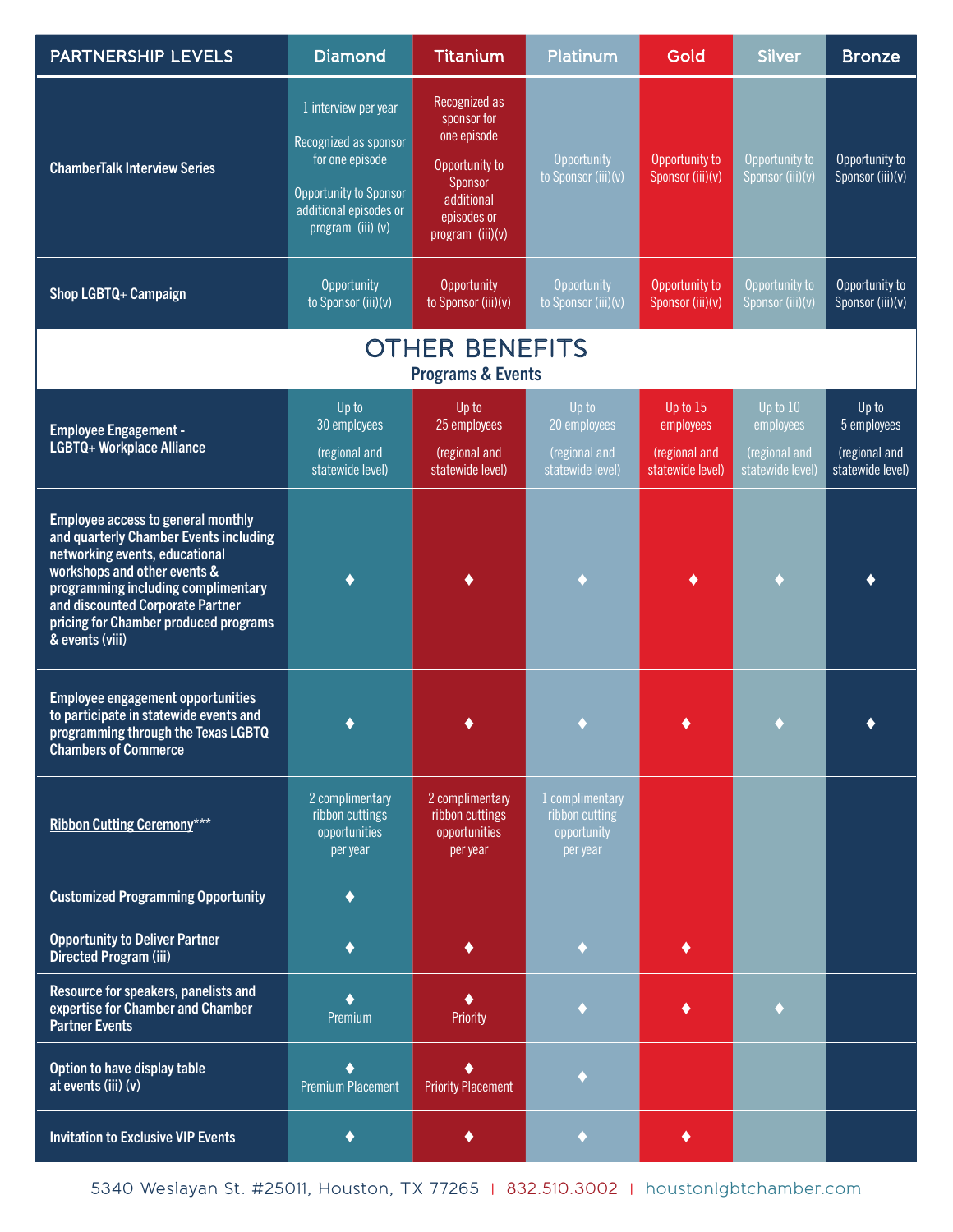| PARTNERSHIP LEVELS | Diamond | Titanium | Platinum | Gold | Silver | Bronze |
|---|---|---|---|---|---|---|
| ChamberTalk Interview Series | 1 interview per year<br><br>Recognized as sponsor for one episode<br><br>Opportunity to Sponsor additional episodes or program (iii) (v) | Recognized as sponsor for one episode<br><br>Opportunity to Sponsor additional episodes or program (iii)(v) | Opportunity to Sponsor (iii)(v) | Opportunity to Sponsor (iii)(v) | Opportunity to Sponsor (iii)(v) | Opportunity to Sponsor (iii)(v) |
| Shop LGBTQ+ Campaign | Opportunity to Sponsor (iii)(v) | Opportunity to Sponsor (iii)(v) | Opportunity to Sponsor (iii)(v) | Opportunity to Sponsor (iii)(v) | Opportunity to Sponsor (iii)(v) | Opportunity to Sponsor (iii)(v) |

## OTHER BENEFITS

### Programs & Events

| | Diamond | Titanium | Platinum | Gold | Silver | Bronze |
|---|---|---|---|---|---|---|
| Employee Engagement - LGBTQ+ Workplace Alliance | Up to 30 employees<br><br>(regional and statewide level) | Up to 25 employees<br><br>(regional and statewide level) | Up to 20 employees<br><br>(regional and statewide level) | Up to 15 employees<br><br>(regional and statewide level) | Up to 10 employees<br><br>(regional and statewide level) | Up to 5 employees<br><br>(regional and statewide level) |
| Employee access to general monthly and quarterly Chamber Events including networking events, educational workshops and other events & programming including complimentary and discounted Corporate Partner pricing for Chamber produced programs & events (viii) | ♦ | ♦ | ♦ | ♦ | ♦ | ♦ |
| Employee engagement opportunities to participate in statewide events and programming through the Texas LGBTQ Chambers of Commerce | ♦ | ♦ | ♦ | ♦ | ♦ | ♦ |
| Ribbon Cutting Ceremony*** | 2 complimentary ribbon cuttings opportunities per year | 2 complimentary ribbon cuttings opportunities per year | 1 complimentary ribbon cutting opportunity per year | | | |
| Customized Programming Opportunity | ♦ | | | | | |
| Opportunity to Deliver Partner Directed Program (iii) | ♦ | ♦ | ♦ | ♦ | | |
| Resource for speakers, panelists and expertise for Chamber and Chamber Partner Events | ♦ Premium | ♦ Priority | ♦ | ♦ | ♦ | |
| Option to have display table at events (iii) (v) | ♦ Premium Placement | ♦ Priority Placement | ♦ | | | |
| Invitation to Exclusive VIP Events | ♦ | ♦ | ♦ | ♦ | | |

5340 Weslayan St. #25011, Houston, TX 77265 | 832.510.3002 | houstonlgbtchamber.com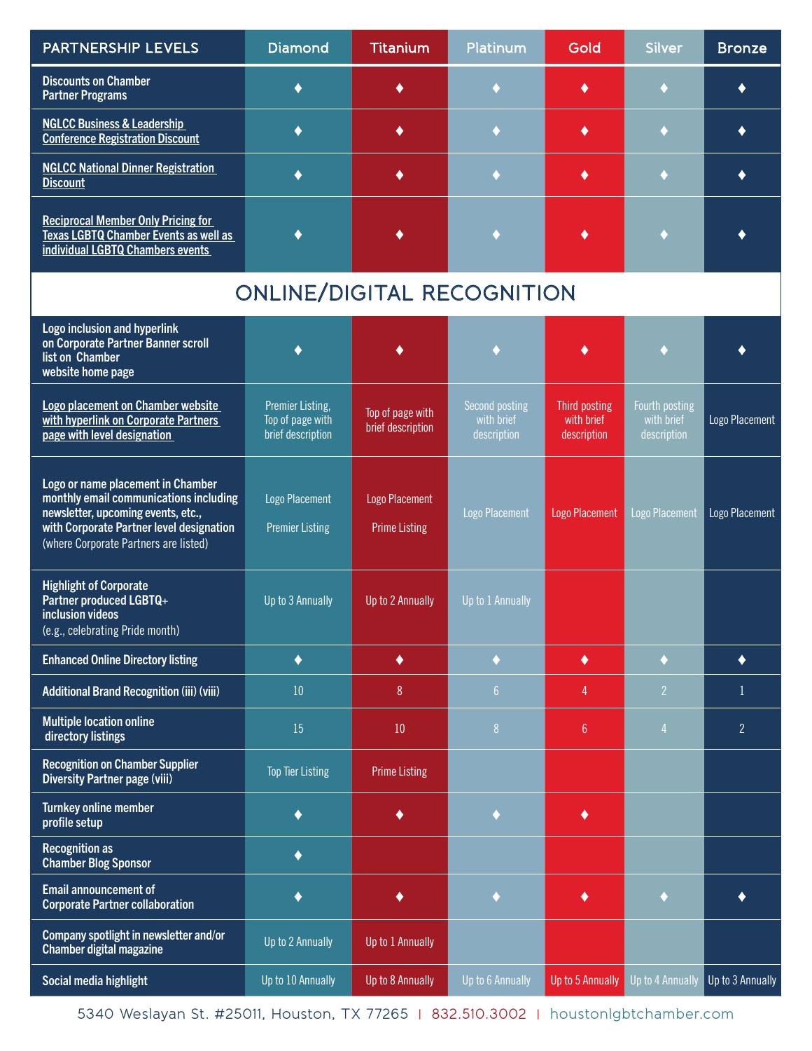| PARTNERSHIP LEVELS | Diamond | Titanium | Platinum | Gold | Silver | Bronze |
|---|---|---|---|---|---|---|
| Discounts on Chamber Partner Programs | ♦ | ♦ | ♦ | ♦ | ♦ | ♦ |
| NGLCC Business & Leadership Conference Registration Discount | ♦ | ♦ | ♦ | ♦ | ♦ | ♦ |
| NGLCC National Dinner Registration Discount | ♦ | ♦ | ♦ | ♦ | ♦ | ♦ |
| Reciprocal Member Only Pricing for Texas LGBTQ Chamber Events as well as individual LGBTQ Chambers events | ♦ | ♦ | ♦ | ♦ | ♦ | ♦ |
| **ONLINE/DIGITAL RECOGNITION** | | | | | | |
| Logo inclusion and hyperlink on Corporate Partner Banner scroll list on Chamber website home page | ♦ | ♦ | ♦ | ♦ | ♦ | ♦ |
| Logo placement on Chamber website with hyperlink on Corporate Partners page with level designation | Premier Listing, Top of page with brief description | Top of page with brief description | Second posting with brief description | Third posting with brief description | Fourth posting with brief description | Logo Placement |
| Logo or name placement in Chamber monthly email communications including newsletter, upcoming events, etc., with Corporate Partner level designation (where Corporate Partners are listed) | Logo Placement Premier Listing | Logo Placement Prime Listing | Logo Placement | Logo Placement | Logo Placement | Logo Placement |
| Highlight of Corporate Partner produced LGBTQ+ inclusion videos (e.g., celebrating Pride month) | Up to 3 Annually | Up to 2 Annually | Up to 1 Annually | | | |
| Enhanced Online Directory listing | ♦ | ♦ | ♦ | ♦ | ♦ | ♦ |
| Additional Brand Recognition (iii) (viii) | 10 | 8 | 6 | 4 | 2 | 1 |
| Multiple location online directory listings | 15 | 10 | 8 | 6 | 4 | 2 |
| Recognition on Chamber Supplier Diversity Partner page (viii) | Top Tier Listing | Prime Listing | | | | |
| Turnkey online member profile setup | ♦ | ♦ | ♦ | ♦ | | |
| Recognition as Chamber Blog Sponsor | ♦ | | | | | |
| Email announcement of Corporate Partner collaboration | ♦ | ♦ | ♦ | ♦ | ♦ | ♦ |
| Company spotlight in newsletter and/or Chamber digital magazine | Up to 2 Annually | Up to 1 Annually | | | | |
| Social media highlight | Up to 10 Annually | Up to 8 Annually | Up to 6 Annually | Up to 5 Annually | Up to 4 Annually | Up to 3 Annually |

5340 Weslayan St. #25011, Houston, TX 77265 | 832.510.3002 | houstonlgbtchamber.com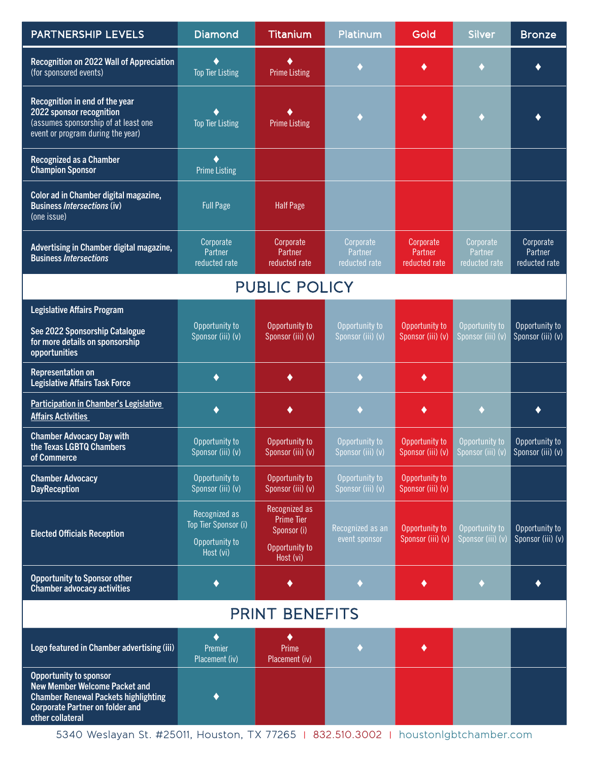| PARTNERSHIP LEVELS | Diamond | Titanium | Platinum | Gold | Silver | Bronze |
|---|---|---|---|---|---|---|
| **Recognition on 2022 Wall of Appreciation** (for sponsored events) | ♦ Top Tier Listing | ♦ Prime Listing | ♦ | ♦ | ♦ | ♦ |
| **Recognition in end of the year 2022 sponsor recognition** (assumes sponsorship of at least one event or program during the year) | ♦ Top Tier Listing | ♦ Prime Listing | ♦ | ♦ | ♦ | ♦ |
| **Recognized as a Chamber Champion Sponsor** | ♦ Prime Listing | | | | | |
| **Color ad in Chamber digital magazine, Business *Intersections* (iv)** (one issue) | Full Page | Half Page | | | | |
| **Advertising in Chamber digital magazine, Business *Intersections*** | Corporate Partner reducted rate | Corporate Partner reducted rate | Corporate Partner reducted rate | Corporate Partner reducted rate | Corporate Partner reducted rate | Corporate Partner reducted rate |
| **PUBLIC POLICY** | | | | | | |
| **Legislative Affairs Program** **See 2022 Sponsorship Catalogue for more details on sponsorship opportunities** | Opportunity to Sponsor (iii) (v) | Opportunity to Sponsor (iii) (v) | Opportunity to Sponsor (iii) (v) | Opportunity to Sponsor (iii) (v) | Opportunity to Sponsor (iii) (v) | Opportunity to Sponsor (iii) (v) |
| **Representation on Legislative Affairs Task Force** | ♦ | ♦ | ♦ | ♦ | | |
| **Participation in Chamber's Legislative Affairs Activities** | ♦ | ♦ | ♦ | ♦ | ♦ | ♦ |
| **Chamber Advocacy Day with the Texas LGBTQ Chambers of Commerce** | Opportunity to Sponsor (iii) (v) | Opportunity to Sponsor (iii) (v) | Opportunity to Sponsor (iii) (v) | Opportunity to Sponsor (iii) (v) | Opportunity to Sponsor (iii) (v) | Opportunity to Sponsor (iii) (v) |
| **Chamber Advocacy DayReception** | Opportunity to Sponsor (iii) (v) | Opportunity to Sponsor (iii) (v) | Opportunity to Sponsor (iii) (v) | Opportunity to Sponsor (iii) (v) | | |
| **Elected Officials Reception** | Recognized as Top Tier Sponsor (i) Opportunity to Host (vi) | Recognized as Prime Tier Sponsor (i) Opportunity to Host (vi) | Recognized as an event sponsor | Opportunity to Sponsor (iii) (v) | Opportunity to Sponsor (iii) (v) | Opportunity to Sponsor (iii) (v) |
| **Opportunity to Sponsor other Chamber advocacy activities** | ♦ | ♦ | ♦ | ♦ | ♦ | ♦ |
| **PRINT BENEFITS** | | | | | | |
| **Logo featured in Chamber advertising (iii)** | ♦ Premier Placement (iv) | ♦ Prime Placement (iv) | ♦ | ♦ | | |
| **Opportunity to sponsor New Member Welcome Packet and Chamber Renewal Packets highlighting Corporate Partner on folder and other collateral** | ♦ | | | | | |

5340 Weslayan St. #25011, Houston, TX 77265 | 832.510.3002 | houstonlgbtchamber.com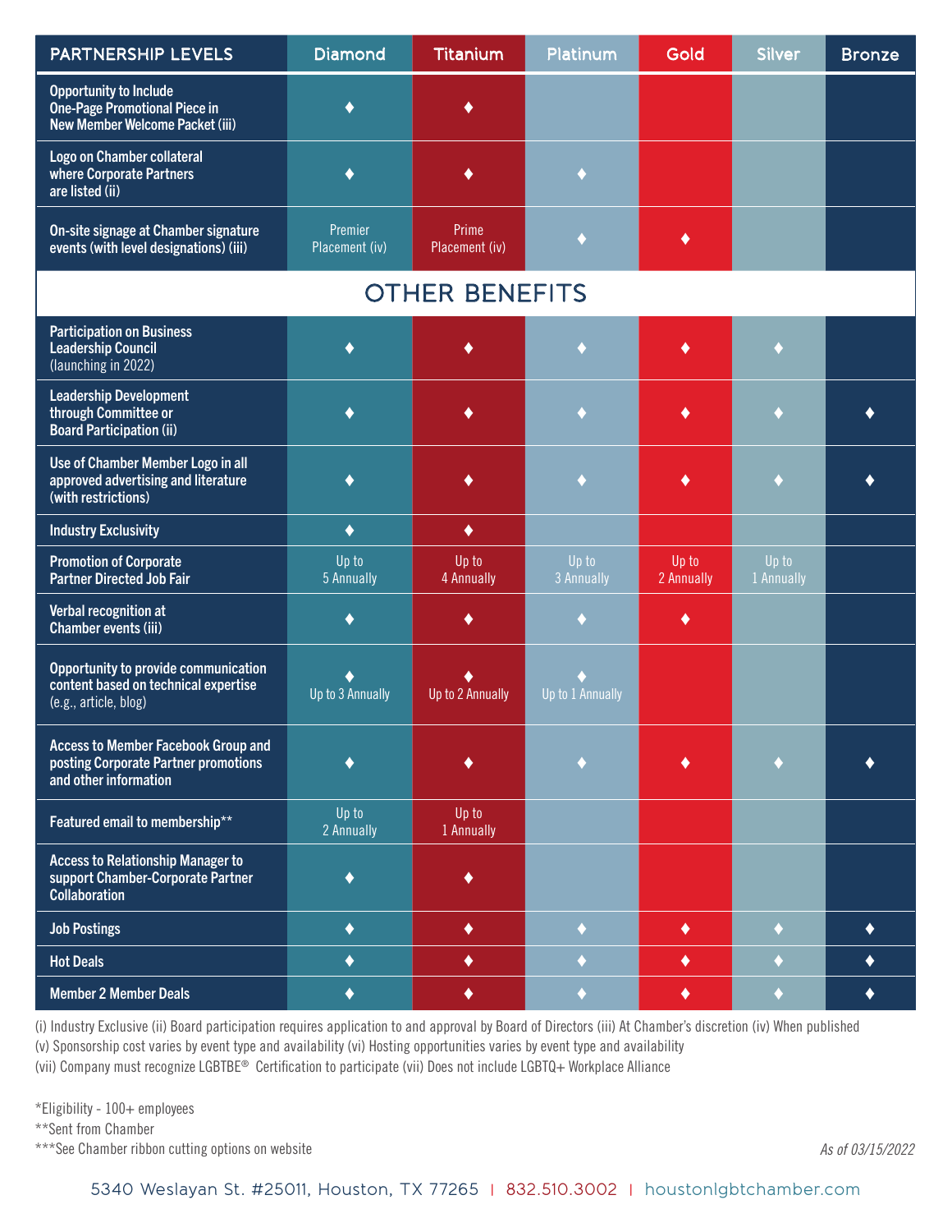| PARTNERSHIP LEVELS | Diamond | Titanium | Platinum | Gold | Silver | Bronze |
|---|---|---|---|---|---|---|
| Opportunity to Include One-Page Promotional Piece in New Member Welcome Packet (iii) | ♦ | ♦ | | | | |
| Logo on Chamber collateral where Corporate Partners are listed (ii) | ♦ | ♦ | ♦ | | | |
| On-site signage at Chamber signature events (with level designations) (iii) | Premier Placement (iv) | Prime Placement (iv) | ♦ | ♦ | | |
| **OTHER BENEFITS** | | | | | | |
| Participation on Business Leadership Council (launching in 2022) | ♦ | ♦ | ♦ | ♦ | ♦ | |
| Leadership Development through Committee or Board Participation (ii) | ♦ | ♦ | ♦ | ♦ | ♦ | ♦ |
| Use of Chamber Member Logo in all approved advertising and literature (with restrictions) | ♦ | ♦ | ♦ | ♦ | ♦ | ♦ |
| Industry Exclusivity | ♦ | ♦ | | | | |
| Promotion of Corporate Partner Directed Job Fair | Up to 5 Annually | Up to 4 Annually | Up to 3 Annually | Up to 2 Annually | Up to 1 Annually | |
| Verbal recognition at Chamber events (iii) | ♦ | ♦ | ♦ | ♦ | | |
| Opportunity to provide communication content based on technical expertise (e.g., article, blog) | ♦ Up to 3 Annually | ♦ Up to 2 Annually | ♦ Up to 1 Annually | | | |
| Access to Member Facebook Group and posting Corporate Partner promotions and other information | ♦ | ♦ | ♦ | ♦ | ♦ | ♦ |
| Featured email to membership** | Up to 2 Annually | Up to 1 Annually | | | | |
| Access to Relationship Manager to support Chamber-Corporate Partner Collaboration | ♦ | ♦ | | | | |
| Job Postings | ♦ | ♦ | ♦ | ♦ | ♦ | ♦ |
| Hot Deals | ♦ | ♦ | ♦ | ♦ | ♦ | ♦ |
| Member 2 Member Deals | ♦ | ♦ | ♦ | ♦ | ♦ | ♦ |

(i) Industry Exclusive (ii) Board participation requires application to and approval by Board of Directors (iii) At Chamber's discretion (iv) When published
(v) Sponsorship cost varies by event type and availability (vi) Hosting opportunities varies by event type and availability
(vii) Company must recognize LGBTBE® Certification to participate (vii) Does not include LGBTQ+ Workplace Alliance

*Eligibility - 100+ employees
**Sent from Chamber
***See Chamber ribbon cutting options on website

*As of 03/15/2022*

5340 Weslayan St. #25011, Houston, TX 77265 | 832.510.3002 | houstonlgbtchamber.com